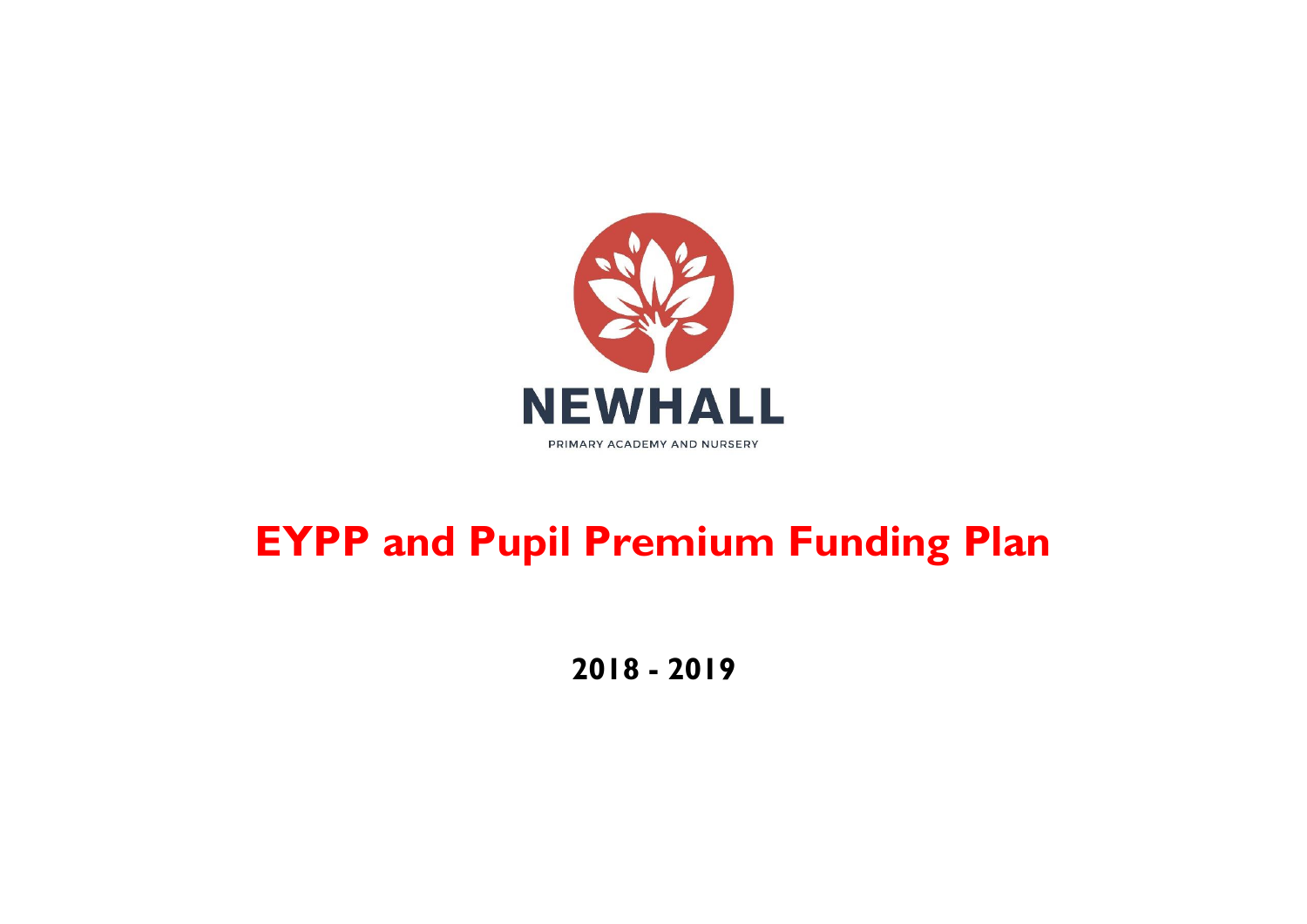NEWHALL

PRIMARY ACADEMY AND NURSERY

# EYPP and Pupil Premium Funding Plan

## 2018 - 2019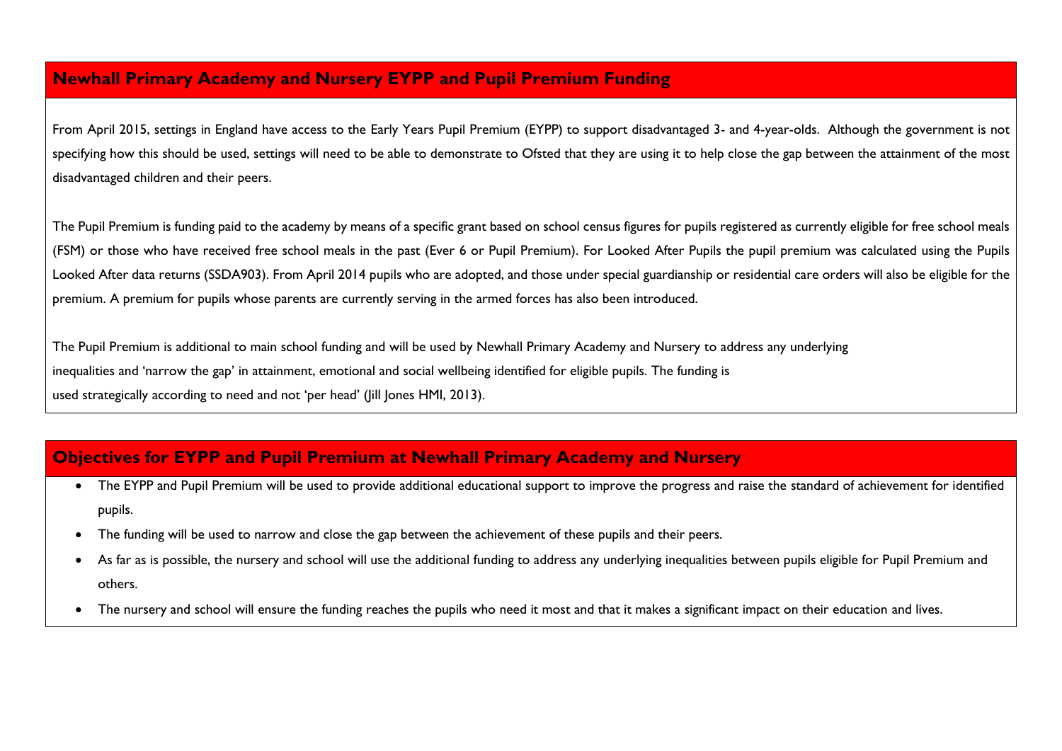## Newhall Primary Academy and Nursery EYPP and Pupil Premium Funding

From April 2015, settings in England have access to the Early Years Pupil Premium (EYPP) to support disadvantaged 3- and 4-year-olds. Although the government is not specifying how this should be used, settings will need to be able to demonstrate to Ofsted that they are using it to help close the gap between the attainment of the most disadvantaged children and their peers.

The Pupil Premium is funding paid to the academy by means of a specific grant based on school census figures for pupils registered as currently eligible for free school meals (FSM) or those who have received free school meals in the past (Ever 6 or Pupil Premium). For Looked After Pupils the pupil premium was calculated using the Pupils Looked After data returns (SSDA903). From April 2014 pupils who are adopted, and those under special guardianship or residential care orders will also be eligible for the premium. A premium for pupils whose parents are currently serving in the armed forces has also been introduced.

The Pupil Premium is additional to main school funding and will be used by Newhall Primary Academy and Nursery to address any underlying inequalities and 'narrow the gap' in attainment, emotional and social wellbeing identified for eligible pupils. The funding is used strategically according to need and not 'per head' (Jill Jones HMI, 2013).

## Objectives for EYPP and Pupil Premium at Newhall Primary Academy and Nursery

- The EYPP and Pupil Premium will be used to provide additional educational support to improve the progress and raise the standard of achievement for identified pupils.
- The funding will be used to narrow and close the gap between the achievement of these pupils and their peers.
- As far as is possible, the nursery and school will use the additional funding to address any underlying inequalities between pupils eligible for Pupil Premium and others.
- The nursery and school will ensure the funding reaches the pupils who need it most and that it makes a significant impact on their education and lives.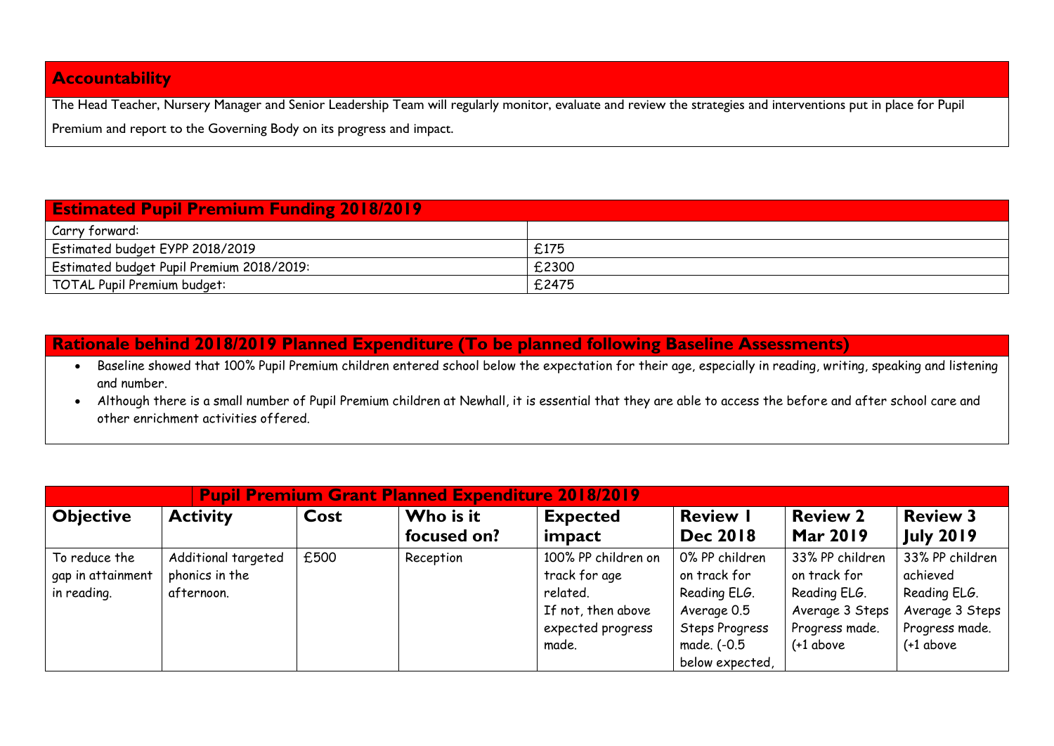## Accountability

The Head Teacher, Nursery Manager and Senior Leadership Team will regularly monitor, evaluate and review the strategies and interventions put in place for Pupil Premium and report to the Governing Body on its progress and impact.

| Estimated Pupil Premium Funding 2018/2019 | |
|---|---|
| Carry forward: | |
| Estimated budget EYPP 2018/2019 | £175 |
| Estimated budget Pupil Premium 2018/2019: | £2300 |
| TOTAL Pupil Premium budget: | £2475 |

## Rationale behind 2018/2019 Planned Expenditure (To be planned following Baseline Assessments)

- Baseline showed that 100% Pupil Premium children entered school below the expectation for their age, especially in reading, writing, speaking and listening and number.
- Although there is a small number of Pupil Premium children at Newhall, it is essential that they are able to access the before and after school care and other enrichment activities offered.

| Pupil Premium Grant Planned Expenditure 2018/2019 | | | | | | | |
|---|---|---|---|---|---|---|---|
| **Objective** | **Activity** | **Cost** | **Who is it focused on?** | **Expected impact** | **Review 1 Dec 2018** | **Review 2 Mar 2019** | **Review 3 July 2019** |
| To reduce the gap in attainment in reading. | Additional targeted phonics in the afternoon. | £500 | Reception | 100% PP children on track for age related. If not, then above expected progress made. | 0% PP children on track for Reading ELG. Average 0.5 Steps Progress made. (-0.5 below expected, | 33% PP children on track for Reading ELG. Average 3 Steps Progress made. (+1 above | 33% PP children achieved Reading ELG. Average 3 Steps Progress made. (+1 above |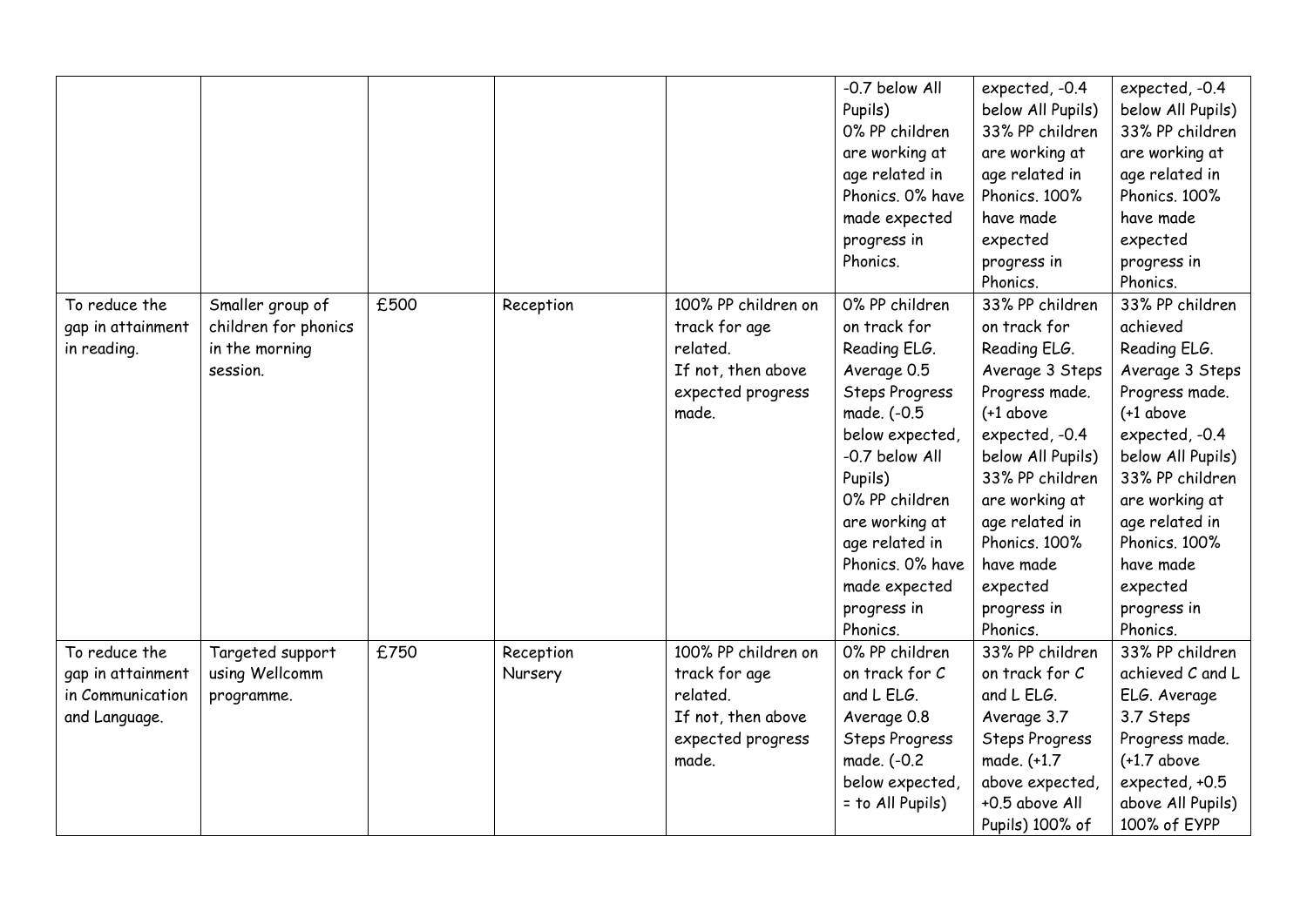|  |  |  |  |  | -0.7 below All Pupils) 0% PP children are working at age related in Phonics. 0% have made expected progress in Phonics. | expected, -0.4 below All Pupils) 33% PP children are working at age related in Phonics. 100% have made expected progress in Phonics. | expected, -0.4 below All Pupils) 33% PP children are working at age related in Phonics. 100% have made expected progress in Phonics. |
|---|---|---|---|---|---|---|---|
| To reduce the gap in attainment in reading. | Smaller group of children for phonics in the morning session. | £500 | Reception | 100% PP children on track for age related. If not, then above expected progress made. | 0% PP children on track for Reading ELG. Average 0.5 Steps Progress made. (-0.5 below expected, -0.7 below All Pupils) 0% PP children are working at age related in Phonics. 0% have made expected progress in Phonics. | 33% PP children on track for Reading ELG. Average 3 Steps Progress made. (+1 above expected, -0.4 below All Pupils) 33% PP children are working at age related in Phonics. 100% have made expected progress in Phonics. | 33% PP children achieved Reading ELG. Average 3 Steps Progress made. (+1 above expected, -0.4 below All Pupils) 33% PP children are working at age related in Phonics. 100% have made expected progress in Phonics. |
| To reduce the gap in attainment in Communication and Language. | Targeted support using Wellcomm programme. | £750 | Reception Nursery | 100% PP children on track for age related. If not, then above expected progress made. | 0% PP children on track for C and L ELG. Average 0.8 Steps Progress made. (-0.2 below expected, = to All Pupils) | 33% PP children on track for C and L ELG. Average 3.7 Steps Progress made. (+1.7 above expected, +0.5 above All Pupils) 100% of | 33% PP children achieved C and L ELG. Average 3.7 Steps Progress made. (+1.7 above expected, +0.5 above All Pupils) 100% of EYPP |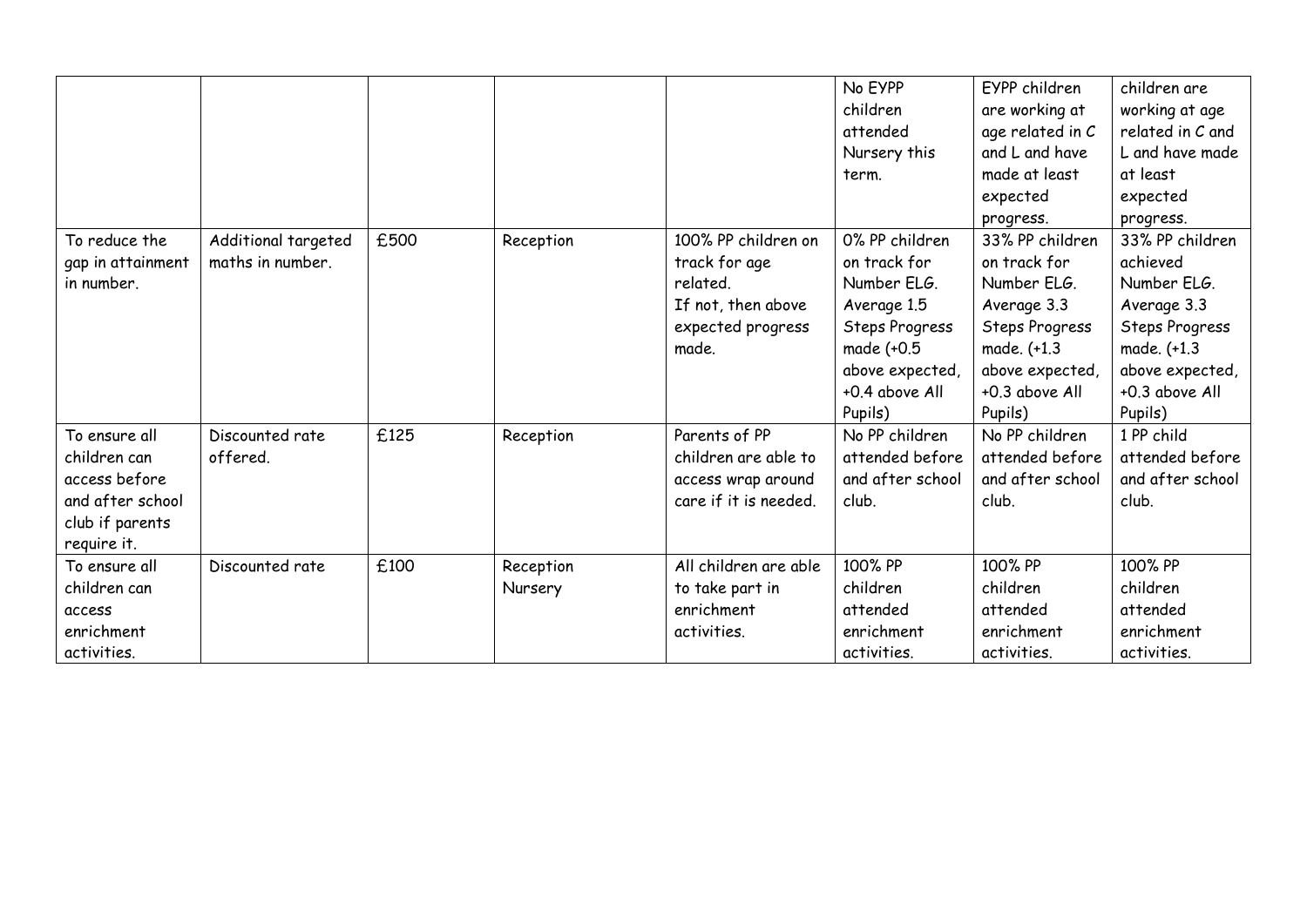| | | | | | | | |
|---|---|---|---|---|---|---|---|
| | | | | | No EYPP children attended Nursery this term. | EYPP children are working at age related in C and L and have made at least expected progress. | children are working at age related in C and L and have made at least expected progress. |
| To reduce the gap in attainment in number. | Additional targeted maths in number. | £500 | Reception | 100% PP children on track for age related. If not, then above expected progress made. | 0% PP children on track for Number ELG. Average 1.5 Steps Progress made (+0.5 above expected, +0.4 above All Pupils) | 33% PP children on track for Number ELG. Average 3.3 Steps Progress made. (+1.3 above expected, +0.3 above All Pupils) | 33% PP children achieved Number ELG. Average 3.3 Steps Progress made. (+1.3 above expected, +0.3 above All Pupils) |
| To ensure all children can access before and after school club if parents require it. | Discounted rate offered. | £125 | Reception | Parents of PP children are able to access wrap around care if it is needed. | No PP children attended before and after school club. | No PP children attended before and after school club. | 1 PP child attended before and after school club. |
| To ensure all children can access enrichment activities. | Discounted rate | £100 | Reception Nursery | All children are able to take part in enrichment activities. | 100% PP children attended enrichment activities. | 100% PP children attended enrichment activities. | 100% PP children attended enrichment activities. |